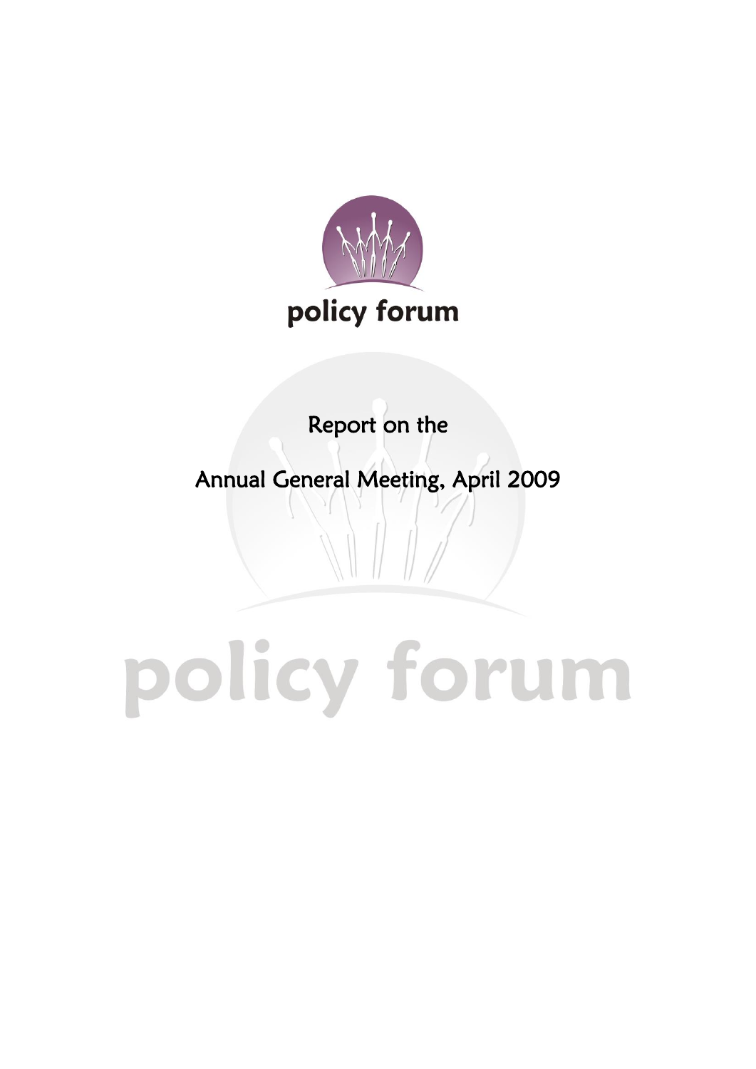policy forum

# Report on the

# Annual General Meeting, April 2009

policy forum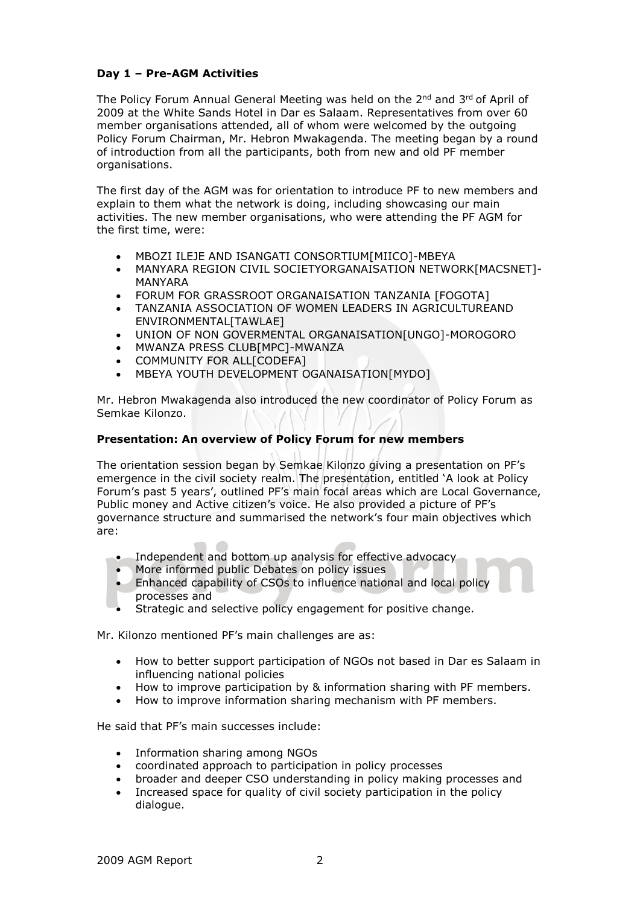**Day 1 – Pre-AGM Activities**

The Policy Forum Annual General Meeting was held on the 2nd and 3rd of April of 2009 at the White Sands Hotel in Dar es Salaam. Representatives from over 60 member organisations attended, all of whom were welcomed by the outgoing Policy Forum Chairman, Mr. Hebron Mwakagenda. The meeting began by a round of introduction from all the participants, both from new and old PF member organisations.

The first day of the AGM was for orientation to introduce PF to new members and explain to them what the network is doing, including showcasing our main activities. The new member organisations, who were attending the PF AGM for the first time, were:

- MBOZI ILEJE AND ISANGATI CONSORTIUM[MIICO]-MBEYA
- MANYARA REGION CIVIL SOCIETYORGANAISATION NETWORK[MACSNET]-MANYARA
- FORUM FOR GRASSROOT ORGANAISATION TANZANIA [FOGOTA]
- TANZANIA ASSOCIATION OF WOMEN LEADERS IN AGRICULTUREAND ENVIRONMENTAL[TAWLAE]
- UNION OF NON GOVERMENTAL ORGANAISATION[UNGO]-MOROGORO
- MWANZA PRESS CLUB[MPC]-MWANZA
- COMMUNITY FOR ALL[CODEFA]
- MBEYA YOUTH DEVELOPMENT OGANAISATION[MYDO]

Mr. Hebron Mwakagenda also introduced the new coordinator of Policy Forum as Semkae Kilonzo.

**Presentation: An overview of Policy Forum for new members**

The orientation session began by Semkae Kilonzo giving a presentation on PF's emergence in the civil society realm. The presentation, entitled 'A look at Policy Forum's past 5 years', outlined PF's main focal areas which are Local Governance, Public money and Active citizen's voice. He also provided a picture of PF's governance structure and summarised the network's four main objectives which are:

- Independent and bottom up analysis for effective advocacy
- More informed public Debates on policy issues
- Enhanced capability of CSOs to influence national and local policy processes and
- Strategic and selective policy engagement for positive change.

Mr. Kilonzo mentioned PF's main challenges are as:

- How to better support participation of NGOs not based in Dar es Salaam in influencing national policies
- How to improve participation by & information sharing with PF members.
- How to improve information sharing mechanism with PF members.

He said that PF's main successes include:

- Information sharing among NGOs
- coordinated approach to participation in policy processes
- broader and deeper CSO understanding in policy making processes and
- Increased space for quality of civil society participation in the policy dialogue.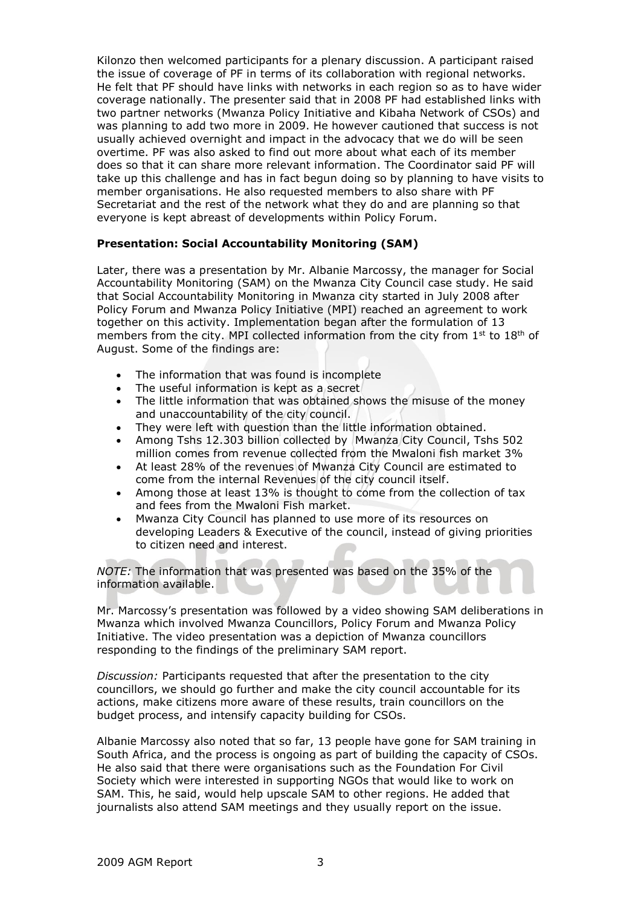Kilonzo then welcomed participants for a plenary discussion. A participant raised the issue of coverage of PF in terms of its collaboration with regional networks. He felt that PF should have links with networks in each region so as to have wider coverage nationally. The presenter said that in 2008 PF had established links with two partner networks (Mwanza Policy Initiative and Kibaha Network of CSOs) and was planning to add two more in 2009. He however cautioned that success is not usually achieved overnight and impact in the advocacy that we do will be seen overtime. PF was also asked to find out more about what each of its member does so that it can share more relevant information. The Coordinator said PF will take up this challenge and has in fact begun doing so by planning to have visits to member organisations. He also requested members to also share with PF Secretariat and the rest of the network what they do and are planning so that everyone is kept abreast of developments within Policy Forum.

**Presentation: Social Accountability Monitoring (SAM)**

Later, there was a presentation by Mr. Albanie Marcossy, the manager for Social Accountability Monitoring (SAM) on the Mwanza City Council case study. He said that Social Accountability Monitoring in Mwanza city started in July 2008 after Policy Forum and Mwanza Policy Initiative (MPI) reached an agreement to work together on this activity. Implementation began after the formulation of 13 members from the city. MPI collected information from the city from 1st to 18th of August. Some of the findings are:

- The information that was found is incomplete
- The useful information is kept as a secret
- The little information that was obtained shows the misuse of the money and unaccountability of the city council.
- They were left with question than the little information obtained.
- Among Tshs 12.303 billion collected by Mwanza City Council, Tshs 502 million comes from revenue collected from the Mwaloni fish market 3%
- At least 28% of the revenues of Mwanza City Council are estimated to come from the internal Revenues of the city council itself.
- Among those at least 13% is thought to come from the collection of tax and fees from the Mwaloni Fish market.
- Mwanza City Council has planned to use more of its resources on developing Leaders & Executive of the council, instead of giving priorities to citizen need and interest.

*NOTE:* The information that was presented was based on the 35% of the information available.

Mr. Marcossy's presentation was followed by a video showing SAM deliberations in Mwanza which involved Mwanza Councillors, Policy Forum and Mwanza Policy Initiative. The video presentation was a depiction of Mwanza councillors responding to the findings of the preliminary SAM report.

*Discussion:* Participants requested that after the presentation to the city councillors, we should go further and make the city council accountable for its actions, make citizens more aware of these results, train councillors on the budget process, and intensify capacity building for CSOs.

Albanie Marcossy also noted that so far, 13 people have gone for SAM training in South Africa, and the process is ongoing as part of building the capacity of CSOs. He also said that there were organisations such as the Foundation For Civil Society which were interested in supporting NGOs that would like to work on SAM. This, he said, would help upscale SAM to other regions. He added that journalists also attend SAM meetings and they usually report on the issue.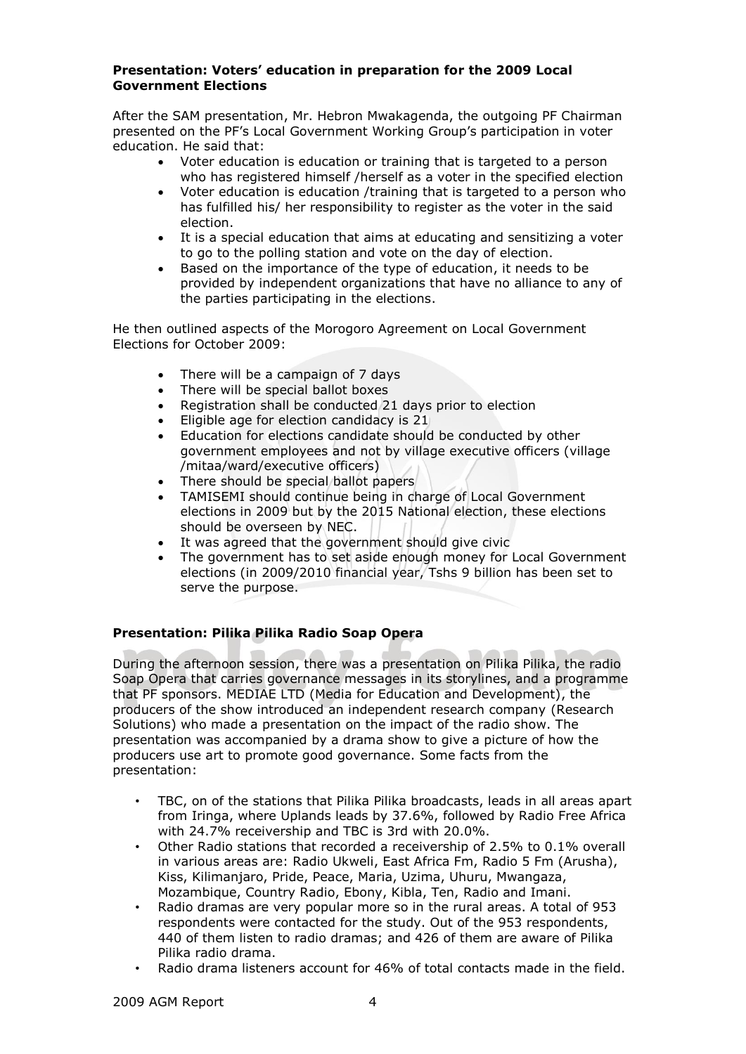**Presentation: Voters' education in preparation for the 2009 Local Government Elections**

After the SAM presentation, Mr. Hebron Mwakagenda, the outgoing PF Chairman presented on the PF's Local Government Working Group's participation in voter education. He said that:

- Voter education is education or training that is targeted to a person who has registered himself /herself as a voter in the specified election
- Voter education is education /training that is targeted to a person who has fulfilled his/ her responsibility to register as the voter in the said election.
- It is a special education that aims at educating and sensitizing a voter to go to the polling station and vote on the day of election.
- Based on the importance of the type of education, it needs to be provided by independent organizations that have no alliance to any of the parties participating in the elections.

He then outlined aspects of the Morogoro Agreement on Local Government Elections for October 2009:

- There will be a campaign of 7 days
- There will be special ballot boxes
- Registration shall be conducted 21 days prior to election
- Eligible age for election candidacy is 21
- Education for elections candidate should be conducted by other government employees and not by village executive officers (village /mitaa/ward/executive officers)
- There should be special ballot papers
- TAMISEMI should continue being in charge of Local Government elections in 2009 but by the 2015 National election, these elections should be overseen by NEC.
- It was agreed that the government should give civic
- The government has to set aside enough money for Local Government elections (in 2009/2010 financial year, Tshs 9 billion has been set to serve the purpose.

**Presentation: Pilika Pilika Radio Soap Opera**

During the afternoon session, there was a presentation on Pilika Pilika, the radio Soap Opera that carries governance messages in its storylines, and a programme that PF sponsors. MEDIAE LTD (Media for Education and Development), the producers of the show introduced an independent research company (Research Solutions) who made a presentation on the impact of the radio show. The presentation was accompanied by a drama show to give a picture of how the producers use art to promote good governance. Some facts from the presentation:

- TBC, on of the stations that Pilika Pilika broadcasts, leads in all areas apart from Iringa, where Uplands leads by 37.6%, followed by Radio Free Africa with 24.7% receivership and TBC is 3rd with 20.0%.
- Other Radio stations that recorded a receivership of 2.5% to 0.1% overall in various areas are: Radio Ukweli, East Africa Fm, Radio 5 Fm (Arusha), Kiss, Kilimanjaro, Pride, Peace, Maria, Uzima, Uhuru, Mwangaza, Mozambique, Country Radio, Ebony, Kibla, Ten, Radio and Imani.
- Radio dramas are very popular more so in the rural areas. A total of 953 respondents were contacted for the study. Out of the 953 respondents, 440 of them listen to radio dramas; and 426 of them are aware of Pilika Pilika radio drama.
- Radio drama listeners account for 46% of total contacts made in the field.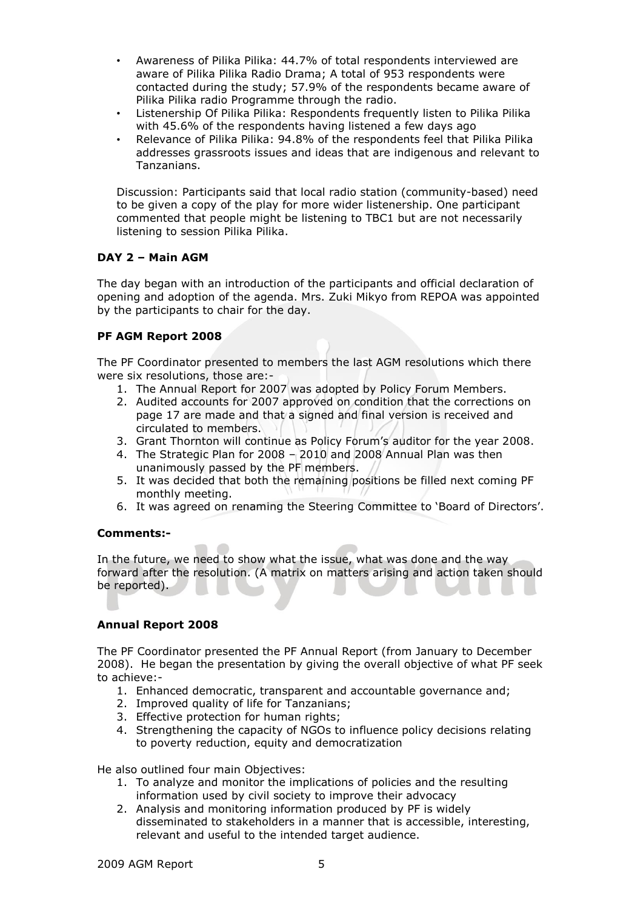- Awareness of Pilika Pilika: 44.7% of total respondents interviewed are aware of Pilika Pilika Radio Drama; A total of 953 respondents were contacted during the study; 57.9% of the respondents became aware of Pilika Pilika radio Programme through the radio.
- Listenership Of Pilika Pilika: Respondents frequently listen to Pilika Pilika with 45.6% of the respondents having listened a few days ago
- Relevance of Pilika Pilika: 94.8% of the respondents feel that Pilika Pilika addresses grassroots issues and ideas that are indigenous and relevant to Tanzanians.

Discussion: Participants said that local radio station (community-based) need to be given a copy of the play for more wider listenership. One participant commented that people might be listening to TBC1 but are not necessarily listening to session Pilika Pilika.

**DAY 2 – Main AGM**

The day began with an introduction of the participants and official declaration of opening and adoption of the agenda. Mrs. Zuki Mikyo from REPOA was appointed by the participants to chair for the day.

**PF AGM Report 2008**

The PF Coordinator presented to members the last AGM resolutions which there were six resolutions, those are:-

1. The Annual Report for 2007 was adopted by Policy Forum Members.
2. Audited accounts for 2007 approved on condition that the corrections on page 17 are made and that a signed and final version is received and circulated to members.
3. Grant Thornton will continue as Policy Forum's auditor for the year 2008.
4. The Strategic Plan for 2008 – 2010 and 2008 Annual Plan was then unanimously passed by the PF members.
5. It was decided that both the remaining positions be filled next coming PF monthly meeting.
6. It was agreed on renaming the Steering Committee to 'Board of Directors'.

**Comments:-**

In the future, we need to show what the issue, what was done and the way forward after the resolution. (A matrix on matters arising and action taken should be reported).

**Annual Report 2008**

The PF Coordinator presented the PF Annual Report (from January to December 2008). He began the presentation by giving the overall objective of what PF seek to achieve:-

1. Enhanced democratic, transparent and accountable governance and;
2. Improved quality of life for Tanzanians;
3. Effective protection for human rights;
4. Strengthening the capacity of NGOs to influence policy decisions relating to poverty reduction, equity and democratization

He also outlined four main Objectives:

1. To analyze and monitor the implications of policies and the resulting information used by civil society to improve their advocacy
2. Analysis and monitoring information produced by PF is widely disseminated to stakeholders in a manner that is accessible, interesting, relevant and useful to the intended target audience.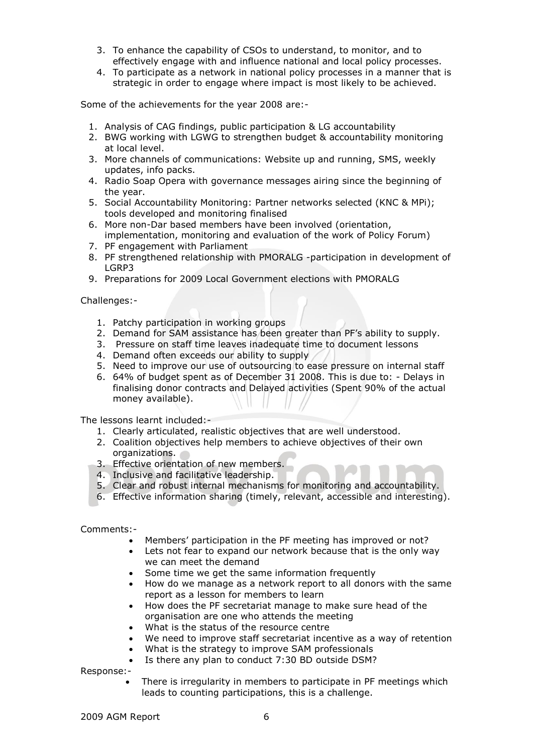3. To enhance the capability of CSOs to understand, to monitor, and to effectively engage with and influence national and local policy processes.
4. To participate as a network in national policy processes in a manner that is strategic in order to engage where impact is most likely to be achieved.

Some of the achievements for the year 2008 are:-

1. Analysis of CAG findings, public participation & LG accountability
2. BWG working with LGWG to strengthen budget & accountability monitoring at local level.
3. More channels of communications: Website up and running, SMS, weekly updates, info packs.
4. Radio Soap Opera with governance messages airing since the beginning of the year.
5. Social Accountability Monitoring: Partner networks selected (KNC & MPi); tools developed and monitoring finalised
6. More non-Dar based members have been involved (orientation, implementation, monitoring and evaluation of the work of Policy Forum)
7. PF engagement with Parliament
8. PF strengthened relationship with PMORALG -participation in development of LGRP3
9. Preparations for 2009 Local Government elections with PMORALG

Challenges:-

1. Patchy participation in working groups
2. Demand for SAM assistance has been greater than PF's ability to supply.
3. Pressure on staff time leaves inadequate time to document lessons
4. Demand often exceeds our ability to supply
5. Need to improve our use of outsourcing to ease pressure on internal staff
6. 64% of budget spent as of December 31 2008. This is due to: - Delays in finalising donor contracts and Delayed activities (Spent 90% of the actual money available).

The lessons learnt included:-

1. Clearly articulated, realistic objectives that are well understood.
2. Coalition objectives help members to achieve objectives of their own organizations.
3. Effective orientation of new members.
4. Inclusive and facilitative leadership.
5. Clear and robust internal mechanisms for monitoring and accountability.
6. Effective information sharing (timely, relevant, accessible and interesting).

Comments:-

- Members' participation in the PF meeting has improved or not?
- Lets not fear to expand our network because that is the only way we can meet the demand
- Some time we get the same information frequently
- How do we manage as a network report to all donors with the same report as a lesson for members to learn
- How does the PF secretariat manage to make sure head of the organisation are one who attends the meeting
- What is the status of the resource centre
- We need to improve staff secretariat incentive as a way of retention
- What is the strategy to improve SAM professionals
- Is there any plan to conduct 7:30 BD outside DSM?

Response:-

- There is irregularity in members to participate in PF meetings which leads to counting participations, this is a challenge.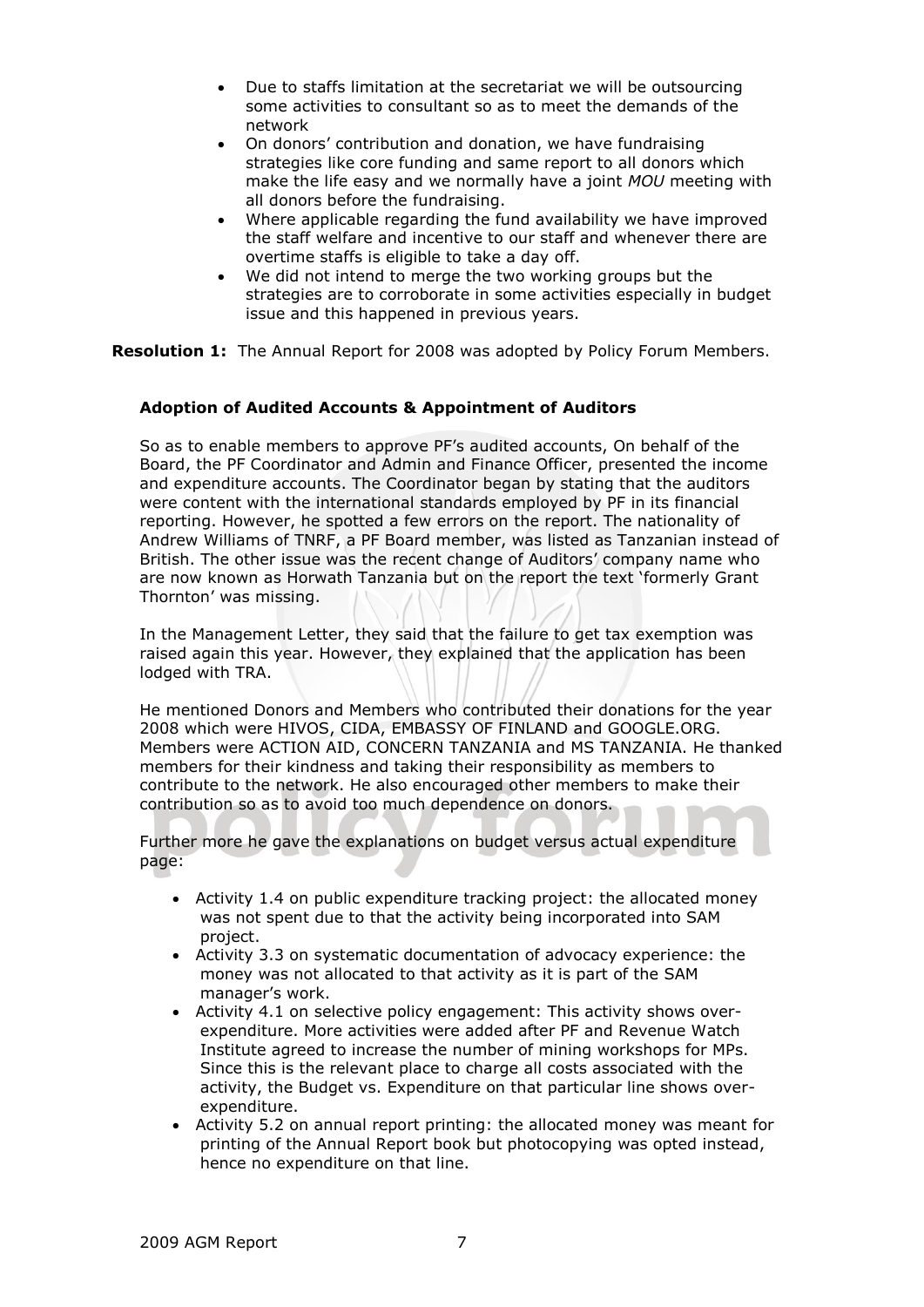- Due to staffs limitation at the secretariat we will be outsourcing some activities to consultant so as to meet the demands of the network
- On donors' contribution and donation, we have fundraising strategies like core funding and same report to all donors which make the life easy and we normally have a joint *MOU* meeting with all donors before the fundraising.
- Where applicable regarding the fund availability we have improved the staff welfare and incentive to our staff and whenever there are overtime staffs is eligible to take a day off.
- We did not intend to merge the two working groups but the strategies are to corroborate in some activities especially in budget issue and this happened in previous years.

**Resolution 1:** The Annual Report for 2008 was adopted by Policy Forum Members.

### Adoption of Audited Accounts & Appointment of Auditors

So as to enable members to approve PF's audited accounts, On behalf of the Board, the PF Coordinator and Admin and Finance Officer, presented the income and expenditure accounts. The Coordinator began by stating that the auditors were content with the international standards employed by PF in its financial reporting. However, he spotted a few errors on the report. The nationality of Andrew Williams of TNRF, a PF Board member, was listed as Tanzanian instead of British. The other issue was the recent change of Auditors' company name who are now known as Horwath Tanzania but on the report the text 'formerly Grant Thornton' was missing.

In the Management Letter, they said that the failure to get tax exemption was raised again this year. However, they explained that the application has been lodged with TRA.

He mentioned Donors and Members who contributed their donations for the year 2008 which were HIVOS, CIDA, EMBASSY OF FINLAND and GOOGLE.ORG. Members were ACTION AID, CONCERN TANZANIA and MS TANZANIA. He thanked members for their kindness and taking their responsibility as members to contribute to the network. He also encouraged other members to make their contribution so as to avoid too much dependence on donors.

Further more he gave the explanations on budget versus actual expenditure page:

- Activity 1.4 on public expenditure tracking project: the allocated money was not spent due to that the activity being incorporated into SAM project.
- Activity 3.3 on systematic documentation of advocacy experience: the money was not allocated to that activity as it is part of the SAM manager's work.
- Activity 4.1 on selective policy engagement: This activity shows over-expenditure. More activities were added after PF and Revenue Watch Institute agreed to increase the number of mining workshops for MPs. Since this is the relevant place to charge all costs associated with the activity, the Budget vs. Expenditure on that particular line shows over-expenditure.
- Activity 5.2 on annual report printing: the allocated money was meant for printing of the Annual Report book but photocopying was opted instead, hence no expenditure on that line.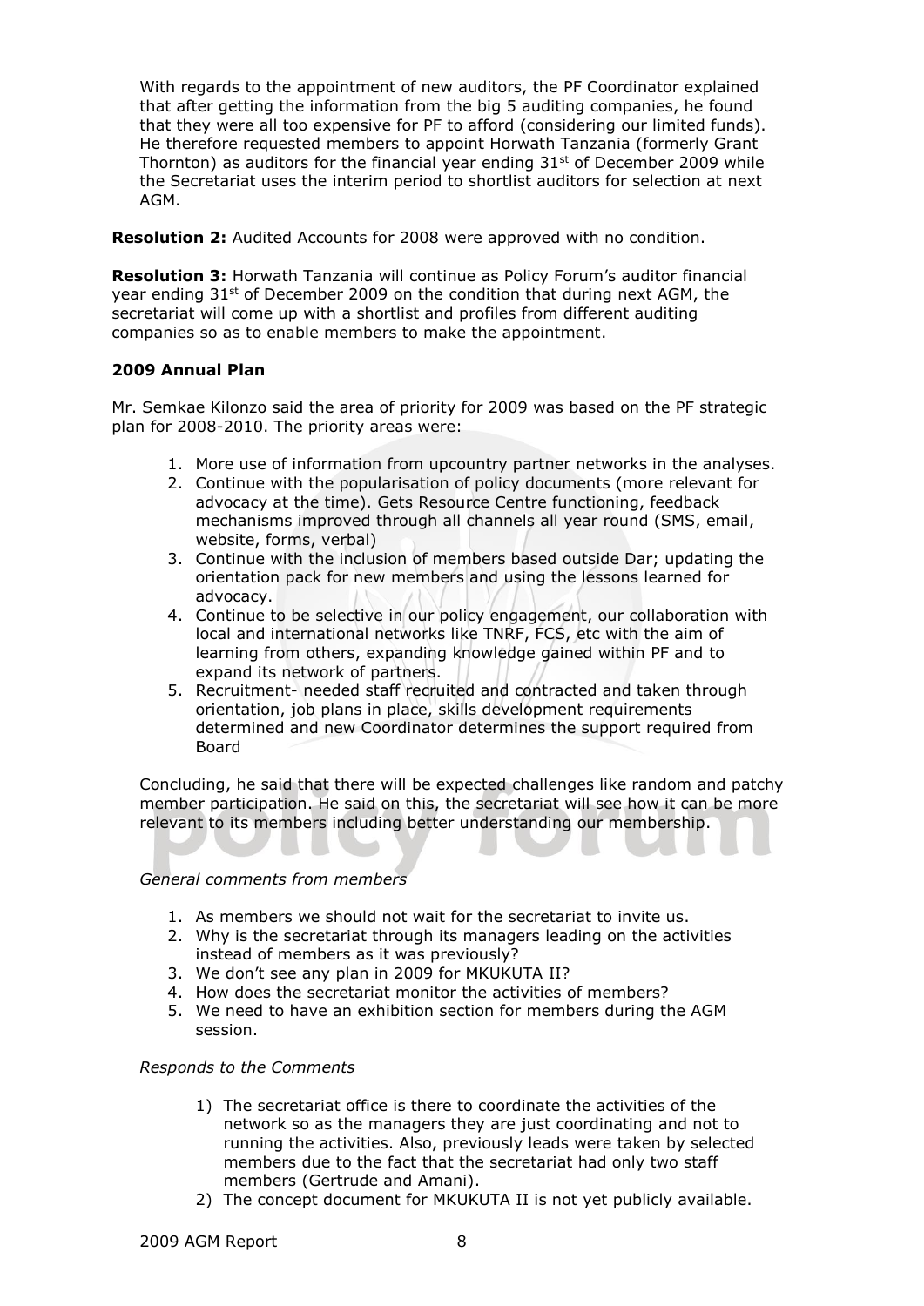With regards to the appointment of new auditors, the PF Coordinator explained that after getting the information from the big 5 auditing companies, he found that they were all too expensive for PF to afford (considering our limited funds). He therefore requested members to appoint Horwath Tanzania (formerly Grant Thornton) as auditors for the financial year ending 31st of December 2009 while the Secretariat uses the interim period to shortlist auditors for selection at next AGM.

**Resolution 2:** Audited Accounts for 2008 were approved with no condition.

**Resolution 3:** Horwath Tanzania will continue as Policy Forum's auditor financial year ending 31st of December 2009 on the condition that during next AGM, the secretariat will come up with a shortlist and profiles from different auditing companies so as to enable members to make the appointment.

**2009 Annual Plan**

Mr. Semkae Kilonzo said the area of priority for 2009 was based on the PF strategic plan for 2008-2010. The priority areas were:

1. More use of information from upcountry partner networks in the analyses.
2. Continue with the popularisation of policy documents (more relevant for advocacy at the time). Gets Resource Centre functioning, feedback mechanisms improved through all channels all year round (SMS, email, website, forms, verbal)
3. Continue with the inclusion of members based outside Dar; updating the orientation pack for new members and using the lessons learned for advocacy.
4. Continue to be selective in our policy engagement, our collaboration with local and international networks like TNRF, FCS, etc with the aim of learning from others, expanding knowledge gained within PF and to expand its network of partners.
5. Recruitment- needed staff recruited and contracted and taken through orientation, job plans in place, skills development requirements determined and new Coordinator determines the support required from Board

Concluding, he said that there will be expected challenges like random and patchy member participation. He said on this, the secretariat will see how it can be more relevant to its members including better understanding our membership.

*General comments from members*

1. As members we should not wait for the secretariat to invite us.
2. Why is the secretariat through its managers leading on the activities instead of members as it was previously?
3. We don't see any plan in 2009 for MKUKUTA II?
4. How does the secretariat monitor the activities of members?
5. We need to have an exhibition section for members during the AGM session.

*Responds to the Comments*

1) The secretariat office is there to coordinate the activities of the network so as the managers they are just coordinating and not to running the activities. Also, previously leads were taken by selected members due to the fact that the secretariat had only two staff members (Gertrude and Amani).
2) The concept document for MKUKUTA II is not yet publicly available.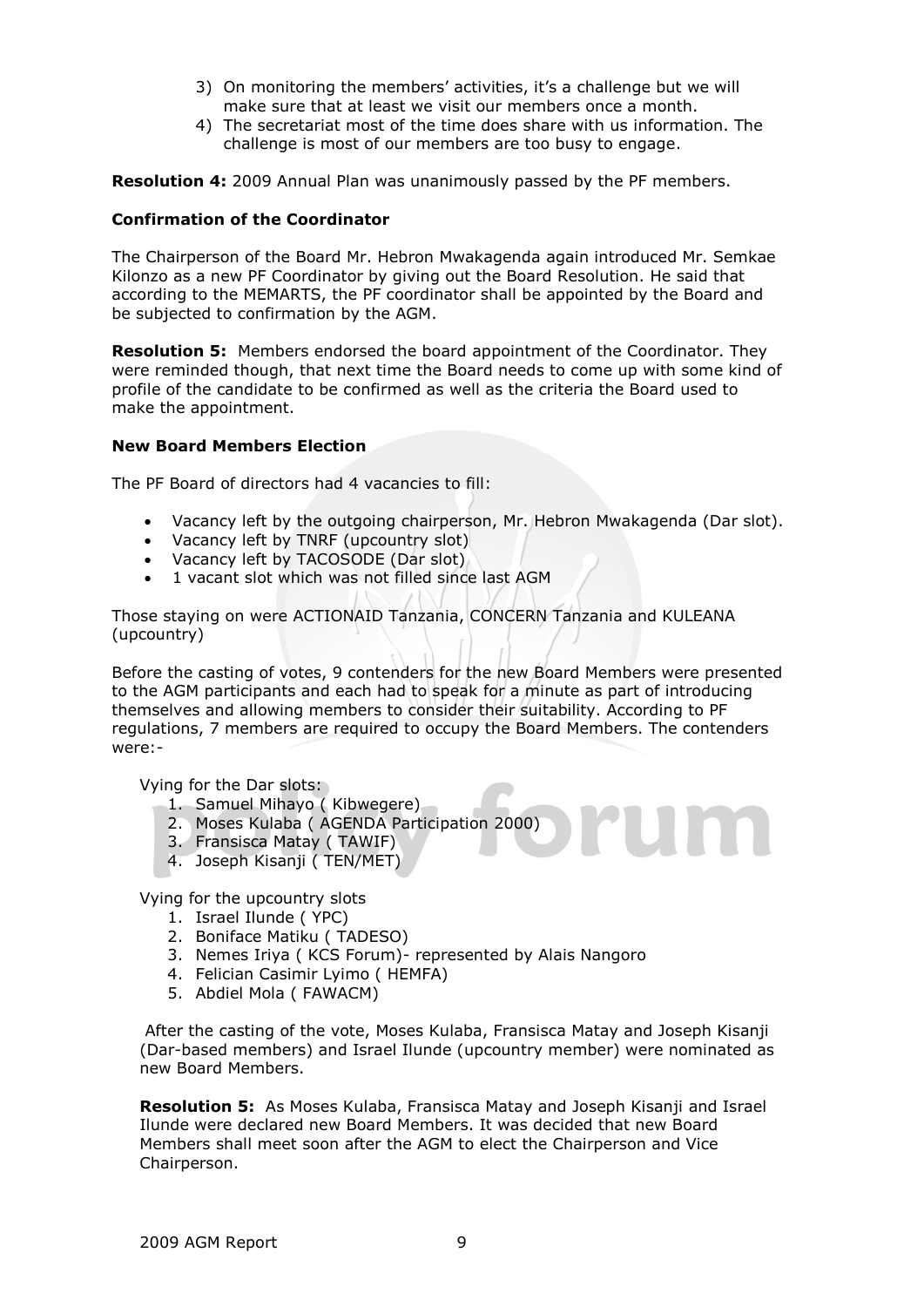3) On monitoring the members' activities, it's a challenge but we will make sure that at least we visit our members once a month.
4) The secretariat most of the time does share with us information. The challenge is most of our members are too busy to engage.

**Resolution 4:** 2009 Annual Plan was unanimously passed by the PF members.

**Confirmation of the Coordinator**

The Chairperson of the Board Mr. Hebron Mwakagenda again introduced Mr. Semkae Kilonzo as a new PF Coordinator by giving out the Board Resolution. He said that according to the MEMARTS, the PF coordinator shall be appointed by the Board and be subjected to confirmation by the AGM.

**Resolution 5:** Members endorsed the board appointment of the Coordinator. They were reminded though, that next time the Board needs to come up with some kind of profile of the candidate to be confirmed as well as the criteria the Board used to make the appointment.

**New Board Members Election**

The PF Board of directors had 4 vacancies to fill:

- Vacancy left by the outgoing chairperson, Mr. Hebron Mwakagenda (Dar slot).
- Vacancy left by TNRF (upcountry slot)
- Vacancy left by TACOSODE (Dar slot)
- 1 vacant slot which was not filled since last AGM

Those staying on were ACTIONAID Tanzania, CONCERN Tanzania and KULEANA (upcountry)

Before the casting of votes, 9 contenders for the new Board Members were presented to the AGM participants and each had to speak for a minute as part of introducing themselves and allowing members to consider their suitability. According to PF regulations, 7 members are required to occupy the Board Members. The contenders were:-

Vying for the Dar slots:

1. Samuel Mihayo ( Kibwegere)
2. Moses Kulaba ( AGENDA Participation 2000)
3. Fransisca Matay ( TAWIF)
4. Joseph Kisanji ( TEN/MET)

Vying for the upcountry slots

1. Israel Ilunde ( YPC)
2. Boniface Matiku ( TADESO)
3. Nemes Iriya ( KCS Forum)- represented by Alais Nangoro
4. Felician Casimir Lyimo ( HEMFA)
5. Abdiel Mola ( FAWACM)

After the casting of the vote, Moses Kulaba, Fransisca Matay and Joseph Kisanji (Dar-based members) and Israel Ilunde (upcountry member) were nominated as new Board Members.

**Resolution 5:** As Moses Kulaba, Fransisca Matay and Joseph Kisanji and Israel Ilunde were declared new Board Members. It was decided that new Board Members shall meet soon after the AGM to elect the Chairperson and Vice Chairperson.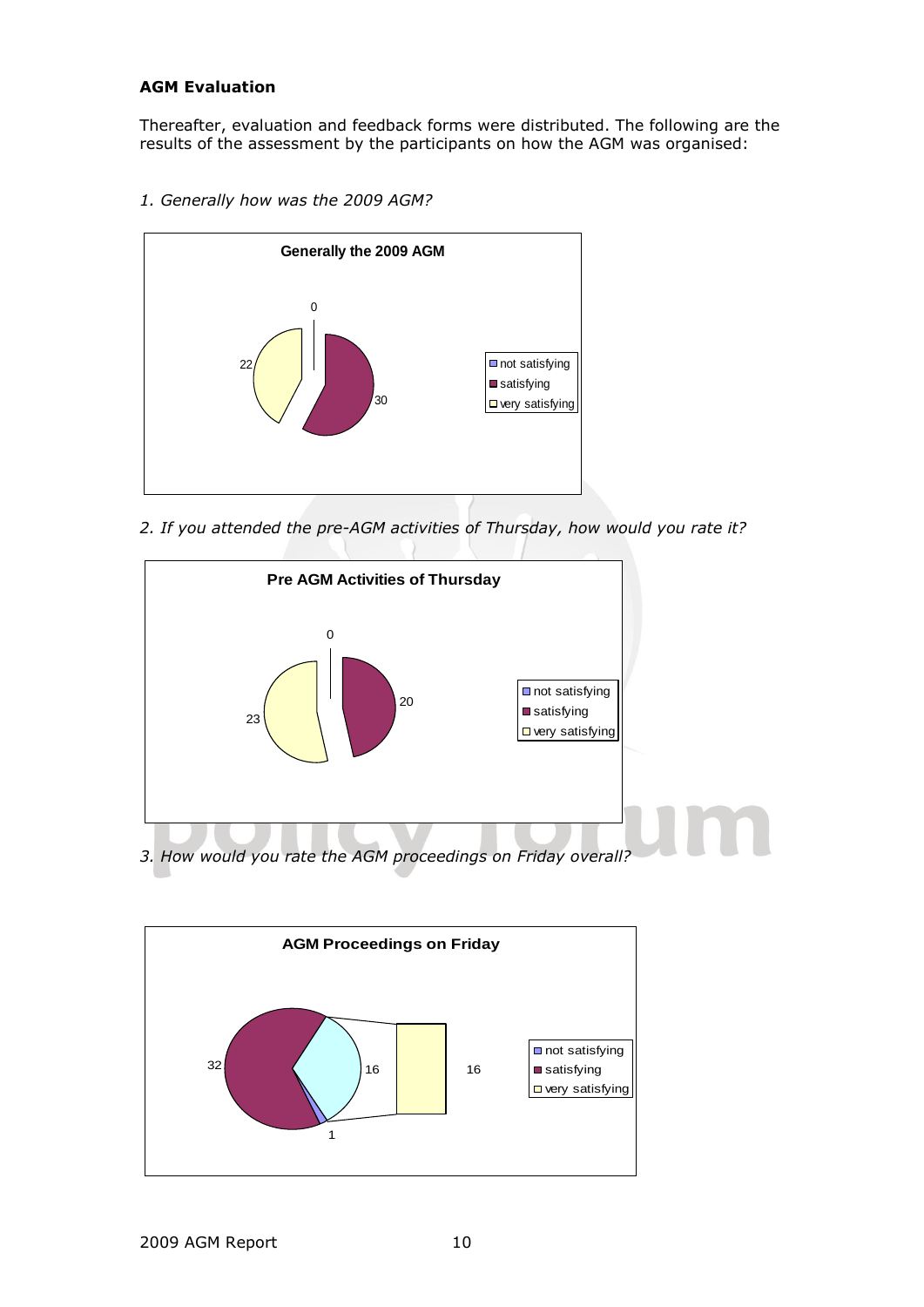**AGM Evaluation**

Thereafter, evaluation and feedback forms were distributed. The following are the results of the assessment by the participants on how the AGM was organised:

*1. Generally how was the 2009 AGM?*

**Generally the 2009 AGM**

| Rating | Count |
| --- | --- |
| not satisfying | 0 |
| satisfying | 30 |
| very satisfying | 22 |

*2. If you attended the pre-AGM activities of Thursday, how would you rate it?*

**Pre AGM Activities of Thursday**

| Rating | Count |
| --- | --- |
| not satisfying | 0 |
| satisfying | 20 |
| very satisfying | 23 |

*3. How would you rate the AGM proceedings on Friday overall?*

**AGM Proceedings on Friday**

| Rating | Count |
| --- | --- |
| not satisfying | 1 |
| satisfying | 32 |
| very satisfying | 16 |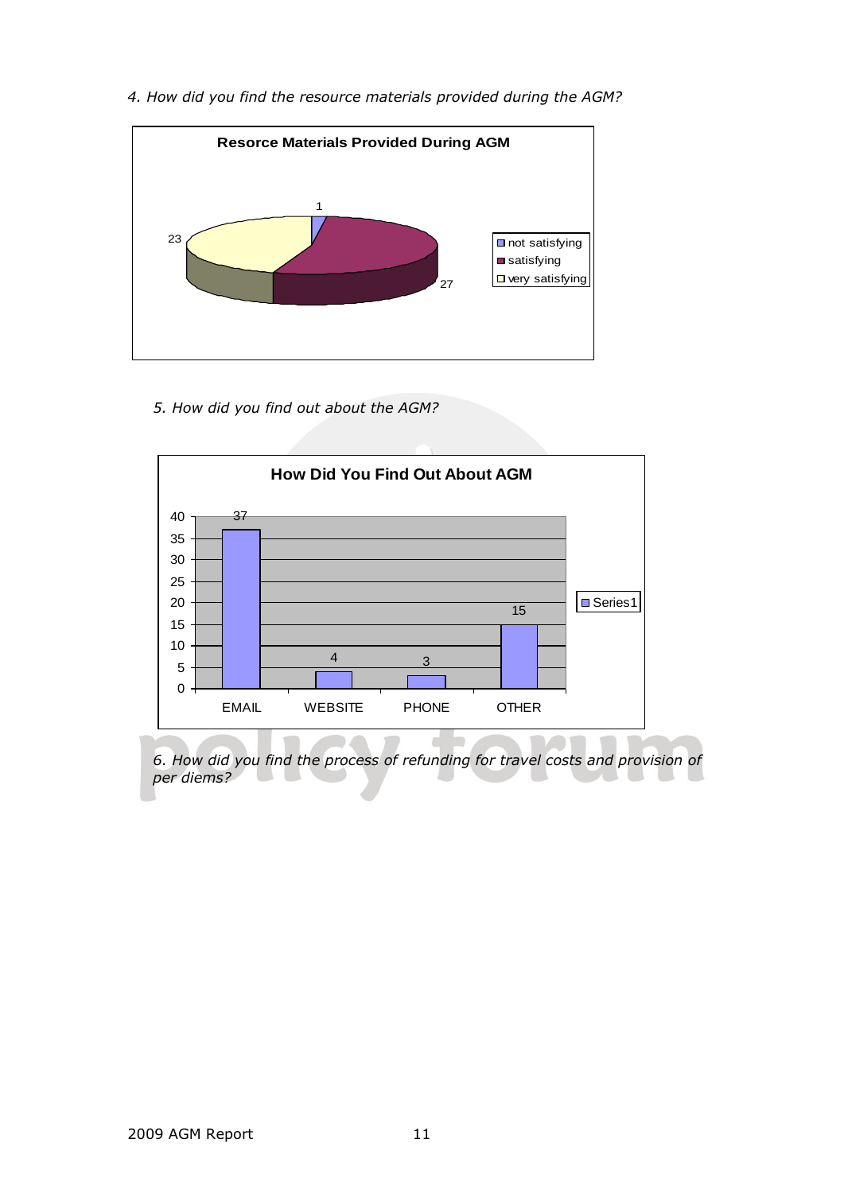*4. How did you find the resource materials provided during the AGM?*

**Resorce Materials Provided During AGM**

| Response | Count |
|---|---|
| not satisfying | 1 |
| satisfying | 27 |
| very satisfying | 23 |

*5. How did you find out about the AGM?*

**How Did You Find Out About AGM**

| | Series1 |
|---|---|
| EMAIL | 37 |
| WEBSITE | 4 |
| PHONE | 3 |
| OTHER | 15 |

*6. How did you find the process of refunding for travel costs and provision of per diems?*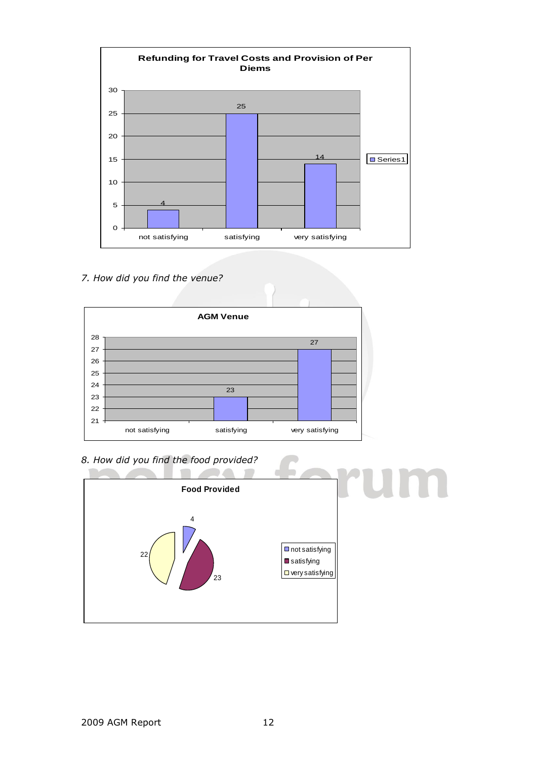**Refunding for Travel Costs and Provision of Per Diems**

| | Series1 |
|---|---|
| not satisfying | 4 |
| satisfying | 25 |
| very satisfying | 14 |

*7. How did you find the venue?*

**AGM Venue**

| | |
|---|---|
| not satisfying | |
| satisfying | 23 |
| very satisfying | 27 |

*8. How did you find the food provided?*

**Food Provided**

| | |
|---|---|
| not satisfying | 4 |
| satisfying | 23 |
| very satisfying | 22 |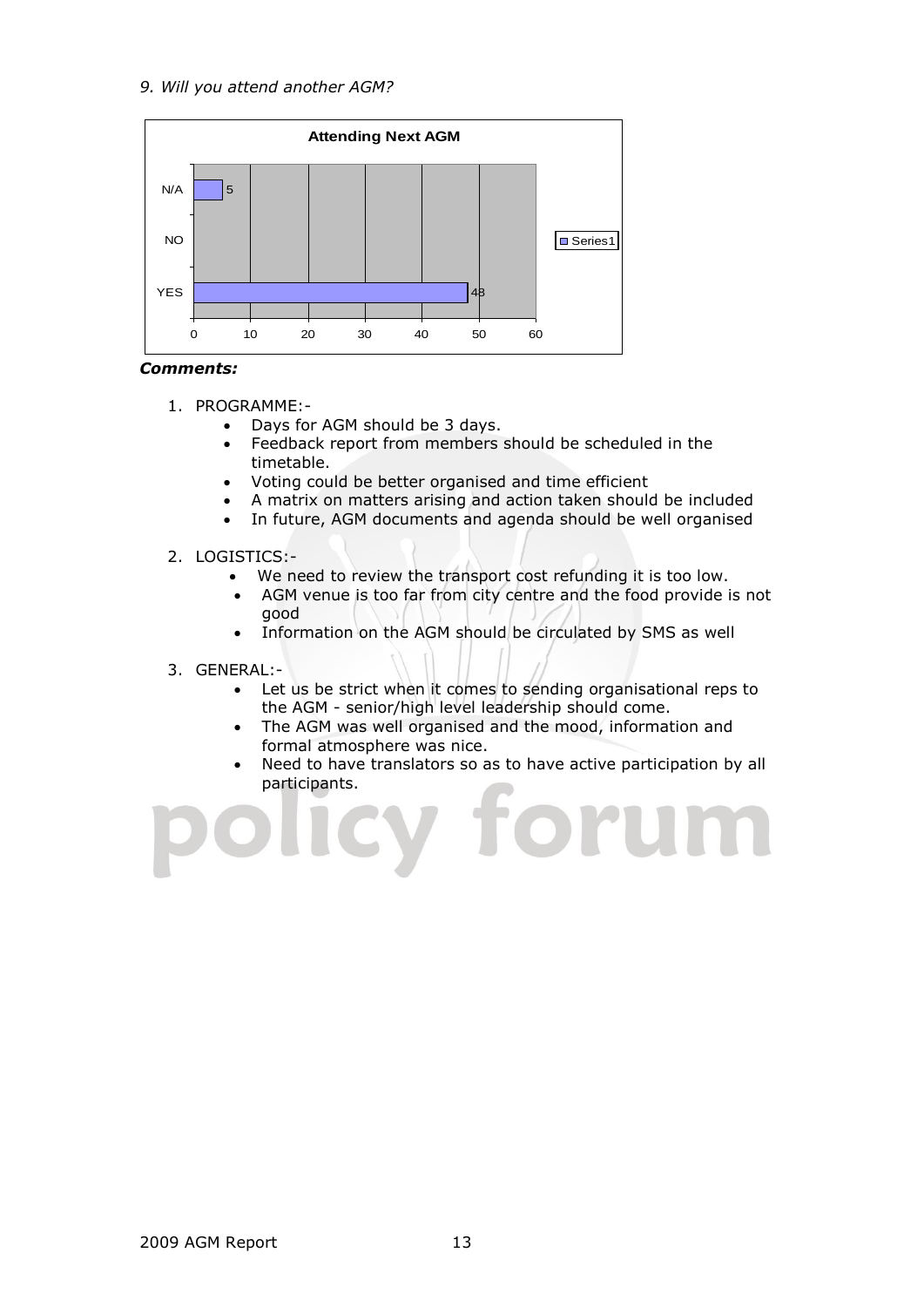*9. Will you attend another AGM?*

**Attending Next AGM**

| | Series1 |
|---|---|
| N/A | 5 |
| NO | |
| YES | 48 |

***Comments:***

1. PROGRAMME:-
   - Days for AGM should be 3 days.
   - Feedback report from members should be scheduled in the timetable.
   - Voting could be better organised and time efficient
   - A matrix on matters arising and action taken should be included
   - In future, AGM documents and agenda should be well organised

2. LOGISTICS:-
   - We need to review the transport cost refunding it is too low.
   - AGM venue is too far from city centre and the food provide is not good
   - Information on the AGM should be circulated by SMS as well

3. GENERAL:-
   - Let us be strict when it comes to sending organisational reps to the AGM - senior/high level leadership should come.
   - The AGM was well organised and the mood, information and formal atmosphere was nice.
   - Need to have translators so as to have active participation by all participants.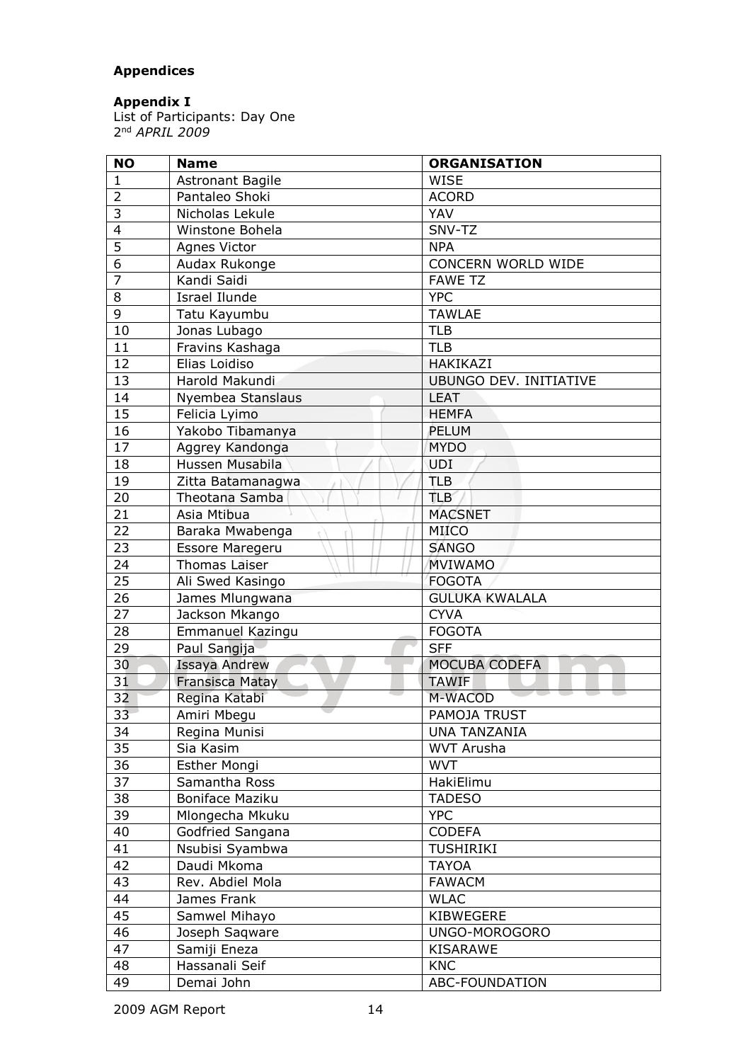**Appendices**

**Appendix I**
List of Participants: Day One
2nd *APRIL 2009*

| NO | Name | ORGANISATION |
|---|---|---|
| 1 | Astronant Bagile | WISE |
| 2 | Pantaleo Shoki | ACORD |
| 3 | Nicholas Lekule | YAV |
| 4 | Winstone Bohela | SNV-TZ |
| 5 | Agnes Victor | NPA |
| 6 | Audax Rukonge | CONCERN WORLD WIDE |
| 7 | Kandi Saidi | FAWE TZ |
| 8 | Israel Ilunde | YPC |
| 9 | Tatu Kayumbu | TAWLAE |
| 10 | Jonas Lubago | TLB |
| 11 | Fravins Kashaga | TLB |
| 12 | Elias Loidiso | HAKIKAZI |
| 13 | Harold Makundi | UBUNGO DEV. INITIATIVE |
| 14 | Nyembea Stanslaus | LEAT |
| 15 | Felicia Lyimo | HEMFA |
| 16 | Yakobo Tibamanya | PELUM |
| 17 | Aggrey Kandonga | MYDO |
| 18 | Hussen Musabila | UDI |
| 19 | Zitta Batamanagwa | TLB |
| 20 | Theotana Samba | TLB |
| 21 | Asia Mtibua | MACSNET |
| 22 | Baraka Mwabenga | MIICO |
| 23 | Essore Maregeru | SANGO |
| 24 | Thomas Laiser | MVIWAMO |
| 25 | Ali Swed Kasingo | FOGOTA |
| 26 | James Mlungwana | GULUKA KWALALA |
| 27 | Jackson Mkango | CYVA |
| 28 | Emmanuel Kazingu | FOGOTA |
| 29 | Paul Sangija | SFF |
| 30 | Issaya Andrew | MOCUBA CODEFA |
| 31 | Fransisca Matay | TAWIF |
| 32 | Regina Katabi | M-WACOD |
| 33 | Amiri Mbegu | PAMOJA TRUST |
| 34 | Regina Munisi | UNA TANZANIA |
| 35 | Sia Kasim | WVT Arusha |
| 36 | Esther Mongi | WVT |
| 37 | Samantha Ross | HakiElimu |
| 38 | Boniface Maziku | TADESO |
| 39 | Mlongecha Mkuku | YPC |
| 40 | Godfried Sangana | CODEFA |
| 41 | Nsubisi Syambwa | TUSHIRIKI |
| 42 | Daudi Mkoma | TAYOA |
| 43 | Rev. Abdiel Mola | FAWACM |
| 44 | James Frank | WLAC |
| 45 | Samwel Mihayo | KIBWEGERE |
| 46 | Joseph Saqware | UNGO-MOROGORO |
| 47 | Samiji Eneza | KISARAWE |
| 48 | Hassanali Seif | KNC |
| 49 | Demai John | ABC-FOUNDATION |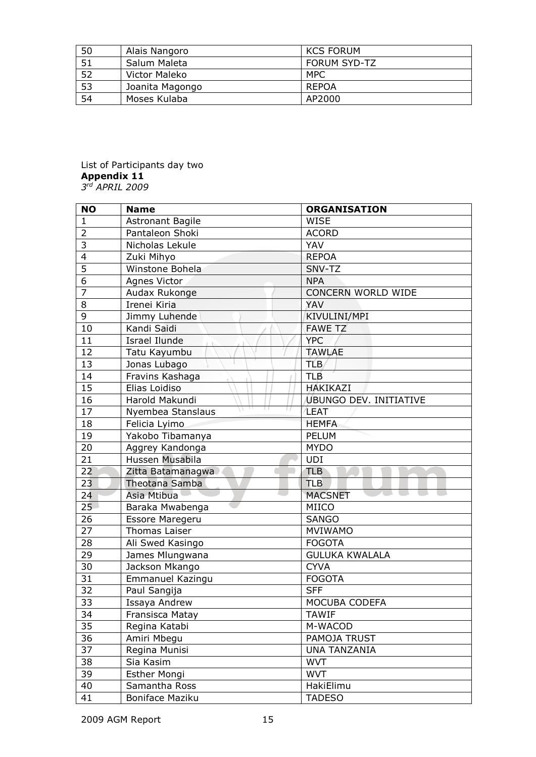| | | |
|---|---|---|
| 50 | Alais Nangoro | KCS FORUM |
| 51 | Salum Maleta | FORUM SYD-TZ |
| 52 | Victor Maleko | MPC |
| 53 | Joanita Magongo | REPOA |
| 54 | Moses Kulaba | AP2000 |

List of Participants day two

**Appendix 11**

*3rd APRIL 2009*

| NO | Name | ORGANISATION |
|---|---|---|
| 1 | Astronant Bagile | WISE |
| 2 | Pantaleon Shoki | ACORD |
| 3 | Nicholas Lekule | YAV |
| 4 | Zuki Mihyo | REPOA |
| 5 | Winstone Bohela | SNV-TZ |
| 6 | Agnes Victor | NPA |
| 7 | Audax Rukonge | CONCERN WORLD WIDE |
| 8 | Irenei Kiria | YAV |
| 9 | Jimmy Luhende | KIVULINI/MPI |
| 10 | Kandi Saidi | FAWE TZ |
| 11 | Israel Ilunde | YPC |
| 12 | Tatu Kayumbu | TAWLAE |
| 13 | Jonas Lubago | TLB |
| 14 | Fravins Kashaga | TLB |
| 15 | Elias Loidiso | HAKIKAZI |
| 16 | Harold Makundi | UBUNGO DEV. INITIATIVE |
| 17 | Nyembea Stanslaus | LEAT |
| 18 | Felicia Lyimo | HEMFA |
| 19 | Yakobo Tibamanya | PELUM |
| 20 | Aggrey Kandonga | MYDO |
| 21 | Hussen Musabila | UDI |
| 22 | Zitta Batamanagwa | TLB |
| 23 | Theotana Samba | TLB |
| 24 | Asia Mtibua | MACSNET |
| 25 | Baraka Mwabenga | MIICO |
| 26 | Essore Maregeru | SANGO |
| 27 | Thomas Laiser | MVIWAMO |
| 28 | Ali Swed Kasingo | FOGOTA |
| 29 | James Mlungwana | GULUKA KWALALA |
| 30 | Jackson Mkango | CYVA |
| 31 | Emmanuel Kazingu | FOGOTA |
| 32 | Paul Sangija | SFF |
| 33 | Issaya Andrew | MOCUBA CODEFA |
| 34 | Fransisca Matay | TAWIF |
| 35 | Regina Katabi | M-WACOD |
| 36 | Amiri Mbegu | PAMOJA TRUST |
| 37 | Regina Munisi | UNA TANZANIA |
| 38 | Sia Kasim | WVT |
| 39 | Esther Mongi | WVT |
| 40 | Samantha Ross | HakiElimu |
| 41 | Boniface Maziku | TADESO |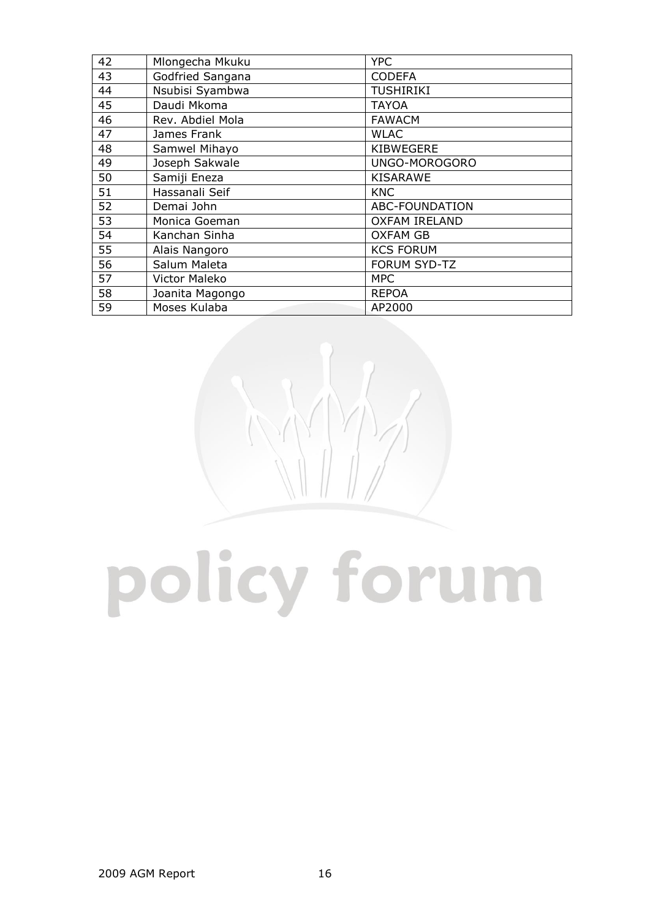| | | |
|---|---|---|
| 42 | Mlongecha Mkuku | YPC |
| 43 | Godfried Sangana | CODEFA |
| 44 | Nsubisi Syambwa | TUSHIRIKI |
| 45 | Daudi Mkoma | TAYOA |
| 46 | Rev. Abdiel Mola | FAWACM |
| 47 | James Frank | WLAC |
| 48 | Samwel Mihayo | KIBWEGERE |
| 49 | Joseph Sakwale | UNGO-MOROGORO |
| 50 | Samiji Eneza | KISARAWE |
| 51 | Hassanali Seif | KNC |
| 52 | Demai John | ABC-FOUNDATION |
| 53 | Monica Goeman | OXFAM IRELAND |
| 54 | Kanchan Sinha | OXFAM GB |
| 55 | Alais Nangoro | KCS FORUM |
| 56 | Salum Maleta | FORUM SYD-TZ |
| 57 | Victor Maleko | MPC |
| 58 | Joanita Magongo | REPOA |
| 59 | Moses Kulaba | AP2000 |

policy forum